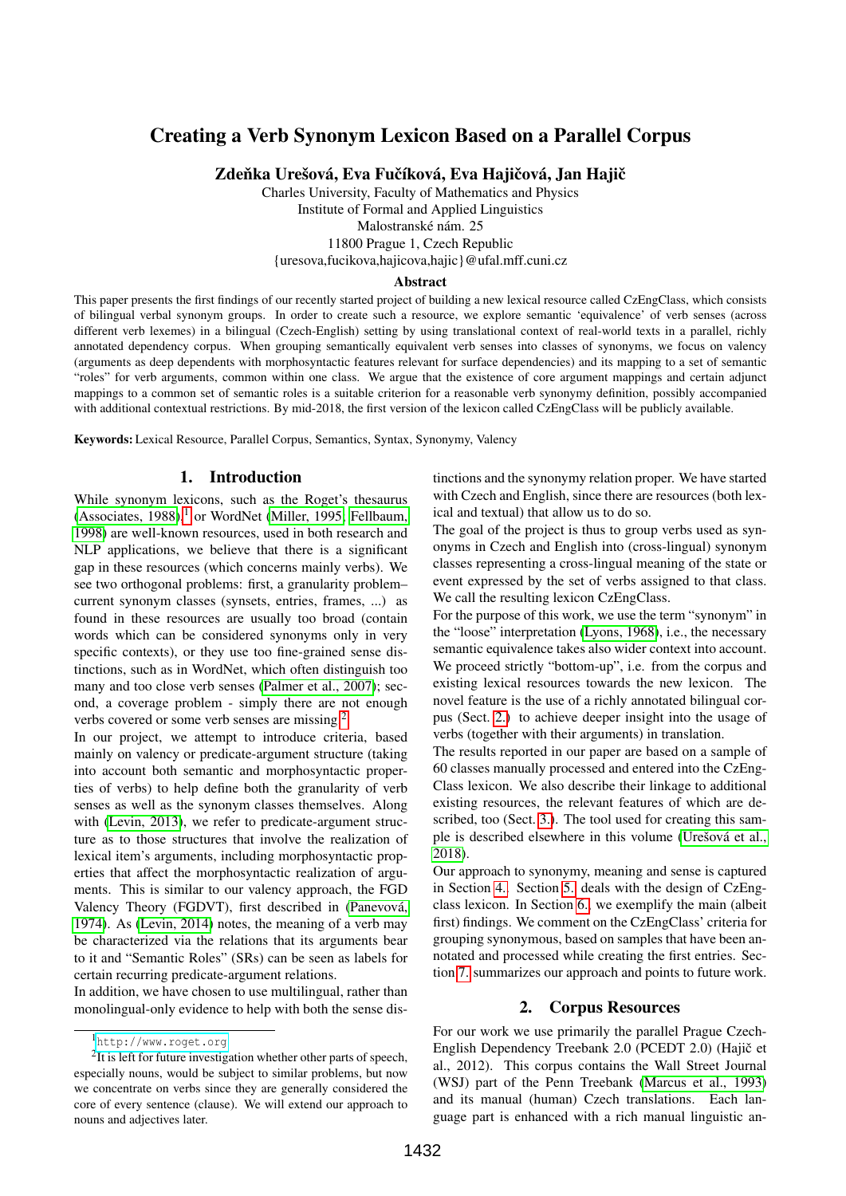# Creating a Verb Synonym Lexicon Based on a Parallel Corpus

**Zdeňka Urešová, Eva Fučíková, Eva Hajičová, Jan Hajič**

Charles University, Faculty of Mathematics and Physics
Institute of Formal and Applied Linguistics
Malostranské nám. 25
11800 Prague 1, Czech Republic
{uresova,fucikova,hajicova,hajic}@ufal.mff.cuni.cz

## Abstract

This paper presents the first findings of our recently started project of building a new lexical resource called CzEngClass, which consists of bilingual verbal synonym groups. In order to create such a resource, we explore semantic 'equivalence' of verb senses (across different verb lexemes) in a bilingual (Czech-English) setting by using translational context of real-world texts in a parallel, richly annotated dependency corpus. When grouping semantically equivalent verb senses into classes of synonyms, we focus on valency (arguments as deep dependents with morphosyntactic features relevant for surface dependencies) and its mapping to a set of semantic "roles" for verb arguments, common within one class. We argue that the existence of core argument mappings and certain adjunct mappings to a common set of semantic roles is a suitable criterion for a reasonable verb synonymy definition, possibly accompanied with additional contextual restrictions. By mid-2018, the first version of the lexicon called CzEngClass will be publicly available.

**Keywords:** Lexical Resource, Parallel Corpus, Semantics, Syntax, Synonymy, Valency

## 1. Introduction

While synonym lexicons, such as the Roget's thesaurus (Associates, 1988),[1] or WordNet (Miller, 1995; Fellbaum, 1998) are well-known resources, used in both research and NLP applications, we believe that there is a significant gap in these resources (which concerns mainly verbs). We see two orthogonal problems: first, a granularity problem– current synonym classes (synsets, entries, frames, ...) as found in these resources are usually too broad (contain words which can be considered synonyms only in very specific contexts), or they use too fine-grained sense distinctions, such as in WordNet, which often distinguish too many and too close verb senses (Palmer et al., 2007); second, a coverage problem - simply there are not enough verbs covered or some verb senses are missing.[2]

In our project, we attempt to introduce criteria, based mainly on valency or predicate-argument structure (taking into account both semantic and morphosyntactic properties of verbs) to help define both the granularity of verb senses as well as the synonym classes themselves. Along with (Levin, 2013), we refer to predicate-argument structure as to those structures that involve the realization of lexical item's arguments, including morphosyntactic properties that affect the morphosyntactic realization of arguments. This is similar to our valency approach, the FGD Valency Theory (FGDVT), first described in (Panevová, 1974). As (Levin, 2014) notes, the meaning of a verb may be characterized via the relations that its arguments bear to it and "Semantic Roles" (SRs) can be seen as labels for certain recurring predicate-argument relations.

In addition, we have chosen to use multilingual, rather than monolingual-only evidence to help with both the sense distinctions and the synonymy relation proper. We have started with Czech and English, since there are resources (both lexical and textual) that allow us to do so.

The goal of the project is thus to group verbs used as synonyms in Czech and English into (cross-lingual) synonym classes representing a cross-lingual meaning of the state or event expressed by the set of verbs assigned to that class. We call the resulting lexicon CzEngClass.

For the purpose of this work, we use the term "synonym" in the "loose" interpretation (Lyons, 1968), i.e., the necessary semantic equivalence takes also wider context into account. We proceed strictly "bottom-up", i.e. from the corpus and existing lexical resources towards the new lexicon. The novel feature is the use of a richly annotated bilingual corpus (Sect. 2.) to achieve deeper insight into the usage of verbs (together with their arguments) in translation.

The results reported in our paper are based on a sample of 60 classes manually processed and entered into the CzEngClass lexicon. We also describe their linkage to additional existing resources, the relevant features of which are described, too (Sect. 3.). The tool used for creating this sample is described elsewhere in this volume (Urešová et al., 2018).

Our approach to synonymy, meaning and sense is captured in Section 4. Section 5. deals with the design of CzEngclass lexicon. In Section 6. we exemplify the main (albeit first) findings. We comment on the CzEngClass' criteria for grouping synonymous, based on samples that have been annotated and processed while creating the first entries. Section 7. summarizes our approach and points to future work.

## 2. Corpus Resources

For our work we use primarily the parallel Prague Czech-English Dependency Treebank 2.0 (PCEDT 2.0) (Hajič et al., 2012). This corpus contains the Wall Street Journal (WSJ) part of the Penn Treebank (Marcus et al., 1993) and its manual (human) Czech translations. Each language part is enhanced with a rich manual linguistic an-

[1] http://www.roget.org

[2] It is left for future investigation whether other parts of speech, especially nouns, would be subject to similar problems, but now we concentrate on verbs since they are generally considered the core of every sentence (clause). We will extend our approach to nouns and adjectives later.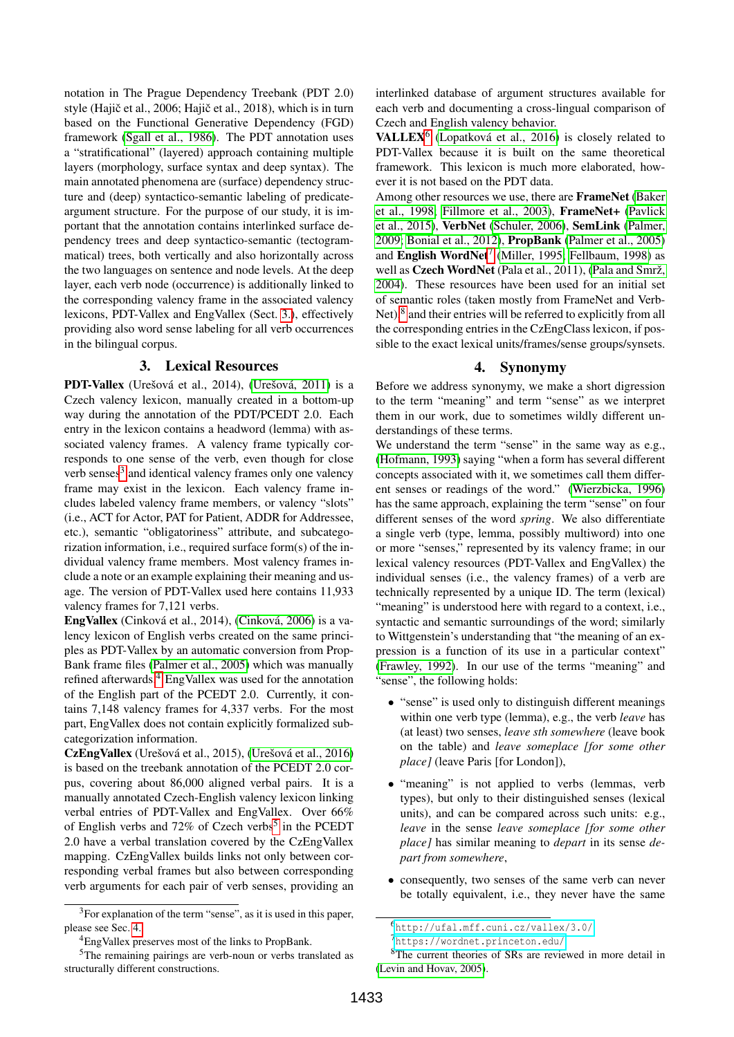notation in The Prague Dependency Treebank (PDT 2.0) style (Hajič et al., 2006; Hajič et al., 2018), which is in turn based on the Functional Generative Dependency (FGD) framework (Sgall et al., 1986). The PDT annotation uses a "stratificational" (layered) approach containing multiple layers (morphology, surface syntax and deep syntax). The main annotated phenomena are (surface) dependency structure and (deep) syntactico-semantic labeling of predicate-argument structure. For the purpose of our study, it is important that the annotation contains interlinked surface dependency trees and deep syntactico-semantic (tectogrammatical) trees, both vertically and also horizontally across the two languages on sentence and node levels. At the deep layer, each verb node (occurrence) is additionally linked to the corresponding valency frame in the associated valency lexicons, PDT-Vallex and EngVallex (Sect. 3.), effectively providing also word sense labeling for all verb occurrences in the bilingual corpus.

## 3. Lexical Resources

**PDT-Vallex** (Urešová et al., 2014), (Urešová, 2011) is a Czech valency lexicon, manually created in a bottom-up way during the annotation of the PDT/PCEDT 2.0. Each entry in the lexicon contains a headword (lemma) with associated valency frames. A valency frame typically corresponds to one sense of the verb, even though for close verb senses[3] and identical valency frames only one valency frame may exist in the lexicon. Each valency frame includes labeled valency frame members, or valency "slots" (i.e., ACT for Actor, PAT for Patient, ADDR for Addressee, etc.), semantic "obligatoriness" attribute, and subcategorization information, i.e., required surface form(s) of the individual valency frame members. Most valency frames include a note or an example explaining their meaning and usage. The version of PDT-Vallex used here contains 11,933 valency frames for 7,121 verbs.

**EngVallex** (Cinková et al., 2014), (Cinková, 2006) is a valency lexicon of English verbs created on the same principles as PDT-Vallex by an automatic conversion from PropBank frame files (Palmer et al., 2005) which was manually refined afterwards.[4] EngVallex was used for the annotation of the English part of the PCEDT 2.0. Currently, it contains 7,148 valency frames for 4,337 verbs. For the most part, EngVallex does not contain explicitly formalized subcategorization information.

**CzEngVallex** (Urešová et al., 2015), (Urešová et al., 2016) is based on the treebank annotation of the PCEDT 2.0 corpus, covering about 86,000 aligned verbal pairs. It is a manually annotated Czech-English valency lexicon linking verbal entries of PDT-Vallex and EngVallex. Over 66% of English verbs and 72% of Czech verbs[5] in the PCEDT 2.0 have a verbal translation covered by the CzEngVallex mapping. CzEngVallex builds links not only between corresponding verbal frames but also between corresponding verb arguments for each pair of verb senses, providing an interlinked database of argument structures available for each verb and documenting a cross-lingual comparison of Czech and English valency behavior.

**VALLEX**[6] (Lopatková et al., 2016) is closely related to PDT-Vallex because it is built on the same theoretical framework. This lexicon is much more elaborated, however it is not based on the PDT data.

Among other resources we use, there are **FrameNet** (Baker et al., 1998; Fillmore et al., 2003), **FrameNet+** (Pavlick et al., 2015), **VerbNet** (Schuler, 2006), **SemLink** (Palmer, 2009; Bonial et al., 2012), **PropBank** (Palmer et al., 2005) and **English WordNet**[7] (Miller, 1995; Fellbaum, 1998) as well as **Czech WordNet** (Pala et al., 2011), (Pala and Smrž, 2004). These resources have been used for an initial set of semantic roles (taken mostly from FrameNet and VerbNet)[8] and their entries will be referred to explicitly from all the corresponding entries in the CzEngClass lexicon, if possible to the exact lexical units/frames/sense groups/synsets.

## 4. Synonymy

Before we address synonymy, we make a short digression to the term "meaning" and term "sense" as we interpret them in our work, due to sometimes wildly different understandings of these terms.

We understand the term "sense" in the same way as e.g., (Hofmann, 1993) saying "when a form has several different concepts associated with it, we sometimes call them different senses or readings of the word." (Wierzbicka, 1996) has the same approach, explaining the term "sense" on four different senses of the word *spring*. We also differentiate a single verb (type, lemma, possibly multiword) into one or more "senses," represented by its valency frame; in our lexical valency resources (PDT-Vallex and EngVallex) the individual senses (i.e., the valency frames) of a verb are technically represented by a unique ID. The term (lexical) "meaning" is understood here with regard to a context, i.e., syntactic and semantic surroundings of the word; similarly to Wittgenstein's understanding that "the meaning of an expression is a function of its use in a particular context" (Frawley, 1992). In our use of the terms "meaning" and "sense", the following holds:

- "sense" is used only to distinguish different meanings within one verb type (lemma), e.g., the verb *leave* has (at least) two senses, *leave sth somewhere* (leave book on the table) and *leave someplace [for some other place]* (leave Paris [for London]),
- "meaning" is not applied to verbs (lemmas, verb types), but only to their distinguished senses (lexical units), and can be compared across such units: e.g., *leave* in the sense *leave someplace [for some other place]* has similar meaning to *depart* in its sense *depart from somewhere*,
- consequently, two senses of the same verb can never be totally equivalent, i.e., they never have the same

[3] For explanation of the term "sense", as it is used in this paper, please see Sec. 4.

[4] EngVallex preserves most of the links to PropBank.

[5] The remaining pairings are verb-noun or verbs translated as structurally different constructions.

[6] http://ufal.mff.cuni.cz/vallex/3.0/

[7] https://wordnet.princeton.edu/

[8] The current theories of SRs are reviewed in more detail in (Levin and Hovav, 2005).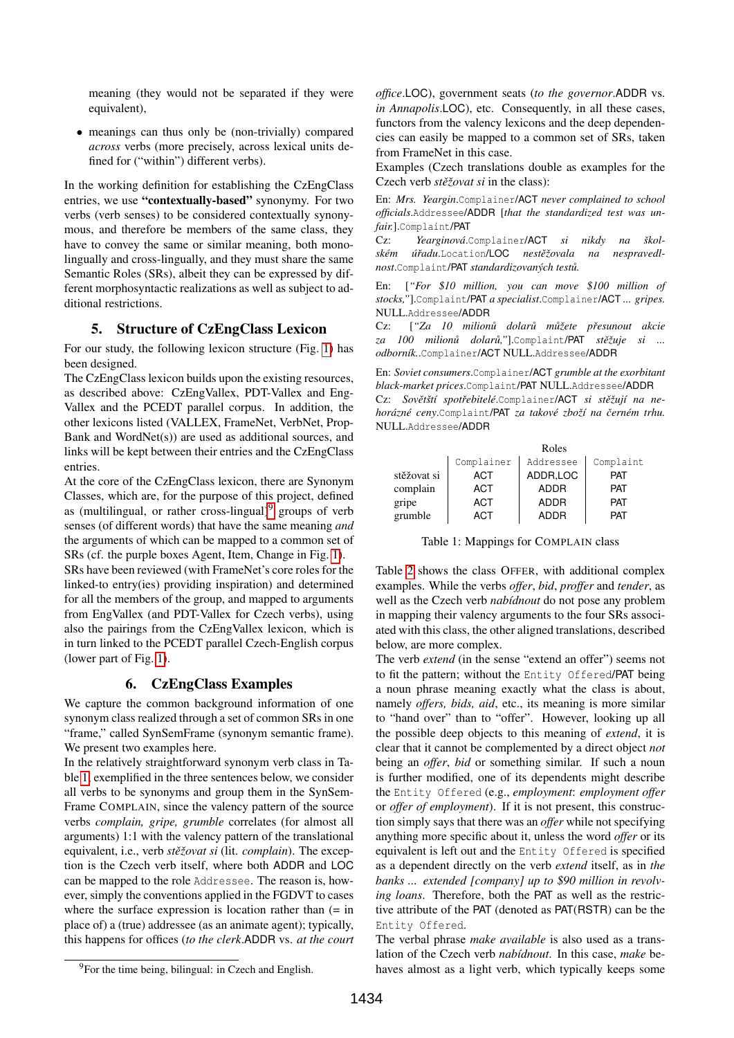meaning (they would not be separated if they were equivalent),

- meanings can thus only be (non-trivially) compared *across* verbs (more precisely, across lexical units defined for ("within") different verbs).

In the working definition for establishing the CzEngClass entries, we use **"contextually-based"** synonymy. For two verbs (verb senses) to be considered contextually synonymous, and therefore be members of the same class, they have to convey the same or similar meaning, both monolingually and cross-lingually, and they must share the same Semantic Roles (SRs), albeit they can be expressed by different morphosyntactic realizations as well as subject to additional restrictions.

## 5. Structure of CzEngClass Lexicon

For our study, the following lexicon structure (Fig. 1) has been designed.

The CzEngClass lexicon builds upon the existing resources, as described above: CzEngVallex, PDT-Vallex and EngVallex and the PCEDT parallel corpus. In addition, the other lexicons listed (VALLEX, FrameNet, VerbNet, PropBank and WordNet(s)) are used as additional sources, and links will be kept between their entries and the CzEngClass entries.

At the core of the CzEngClass lexicon, there are Synonym Classes, which are, for the purpose of this project, defined as (multilingual, or rather cross-lingual)[9] groups of verb senses (of different words) that have the same meaning *and* the arguments of which can be mapped to a common set of SRs (cf. the purple boxes Agent, Item, Change in Fig. 1).

SRs have been reviewed (with FrameNet's core roles for the linked-to entry(ies) providing inspiration) and determined for all the members of the group, and mapped to arguments from EngVallex (and PDT-Vallex for Czech verbs), using also the pairings from the CzEngVallex lexicon, which is in turn linked to the PCEDT parallel Czech-English corpus (lower part of Fig. 1).

## 6. CzEngClass Examples

We capture the common background information of one synonym class realized through a set of common SRs in one "frame," called SynSemFrame (synonym semantic frame). We present two examples here.

In the relatively straightforward synonym verb class in Table 1, exemplified in the three sentences below, we consider all verbs to be synonyms and group them in the SynSemFrame COMPLAIN, since the valency pattern of the source verbs *complain, gripe, grumble* correlates (for almost all arguments) 1:1 with the valency pattern of the translational equivalent, i.e., verb *stěžovat si* (lit. *complain*). The exception is the Czech verb itself, where both ADDR and LOC can be mapped to the role Addressee. The reason is, however, simply the conventions applied in the FGDVT to cases where the surface expression is location rather than (= in place of) a (true) addressee (as an animate agent); typically, this happens for offices (*to the clerk*.ADDR vs. *at the court office*.LOC), government seats (*to the governor*.ADDR vs. *in Annapolis*.LOC), etc. Consequently, in all these cases, functors from the valency lexicons and the deep dependencies can easily be mapped to a common set of SRs, taken from FrameNet in this case.

Examples (Czech translations double as examples for the Czech verb *stěžovat si* in the class):

En: *Mrs. Yeargin*.Complainer/ACT *never complained to school officials*.Addressee/ADDR [*that the standardized test was unfair.*].Complaint/PAT

Cz: *Yearginová*.Complainer/ACT *si nikdy na školském úřadu*.Location/LOC *nestěžovala na nespravedlnost*.Complaint/PAT *standardizovaných testů.*

En: [*"For $10 million, you can move $100 million of stocks,"*].Complaint/PAT *a specialist*.Complainer/ACT *... gripes.* NULL.Addressee/ADDR

Cz: [*"Za 10 milionů dolarů můžete přesunout akcie za 100 milionů dolarů,"*].Complaint/PAT *stěžuje si ... odborník.*.Complainer/ACT NULL.Addressee/ADDR

En: *Soviet consumers*.Complainer/ACT *grumble at the exorbitant black-market prices*.Complaint/PAT NULL.Addressee/ADDR

Cz: *Sovětští spotřebitelé*.Complainer/ACT *si stěžují na nehorázné ceny*.Complaint/PAT *za takové zboží na černém trhu.* NULL.Addressee/ADDR

| | Roles | | |
|---|---|---|---|
| | Complainer | Addressee | Complaint |
| stěžovat si | ACT | ADDR,LOC | PAT |
| complain | ACT | ADDR | PAT |
| gripe | ACT | ADDR | PAT |
| grumble | ACT | ADDR | PAT |

Table 1: Mappings for COMPLAIN class

Table 2 shows the class OFFER, with additional complex examples. While the verbs *offer*, *bid*, *proffer* and *tender*, as well as the Czech verb *nabídnout* do not pose any problem in mapping their valency arguments to the four SRs associated with this class, the other aligned translations, described below, are more complex.

The verb *extend* (in the sense "extend an offer") seems not to fit the pattern; without the Entity Offered/PAT being a noun phrase meaning exactly what the class is about, namely *offers, bids, aid*, etc., its meaning is more similar to "hand over" than to "offer". However, looking up all the possible deep objects to this meaning of *extend*, it is clear that it cannot be complemented by a direct object *not* being an *offer*, *bid* or something similar. If such a noun is further modified, one of its dependents might describe the Entity Offered (e.g., *employment*: *employment offer* or *offer of employment*). If it is not present, this construction simply says that there was an *offer* while not specifying anything more specific about it, unless the word *offer* or its equivalent is left out and the Entity Offered is specified as a dependent directly on the verb *extend* itself, as in *the banks ... extended [company] up to $90 million in revolving loans*. Therefore, both the PAT as well as the restrictive attribute of the PAT (denoted as PAT(RSTR)) can be the Entity Offered.

The verbal phrase *make available* is also used as a translation of the Czech verb *nabídnout*. In this case, *make* behaves almost as a light verb, which typically keeps some

[9]For the time being, bilingual: in Czech and English.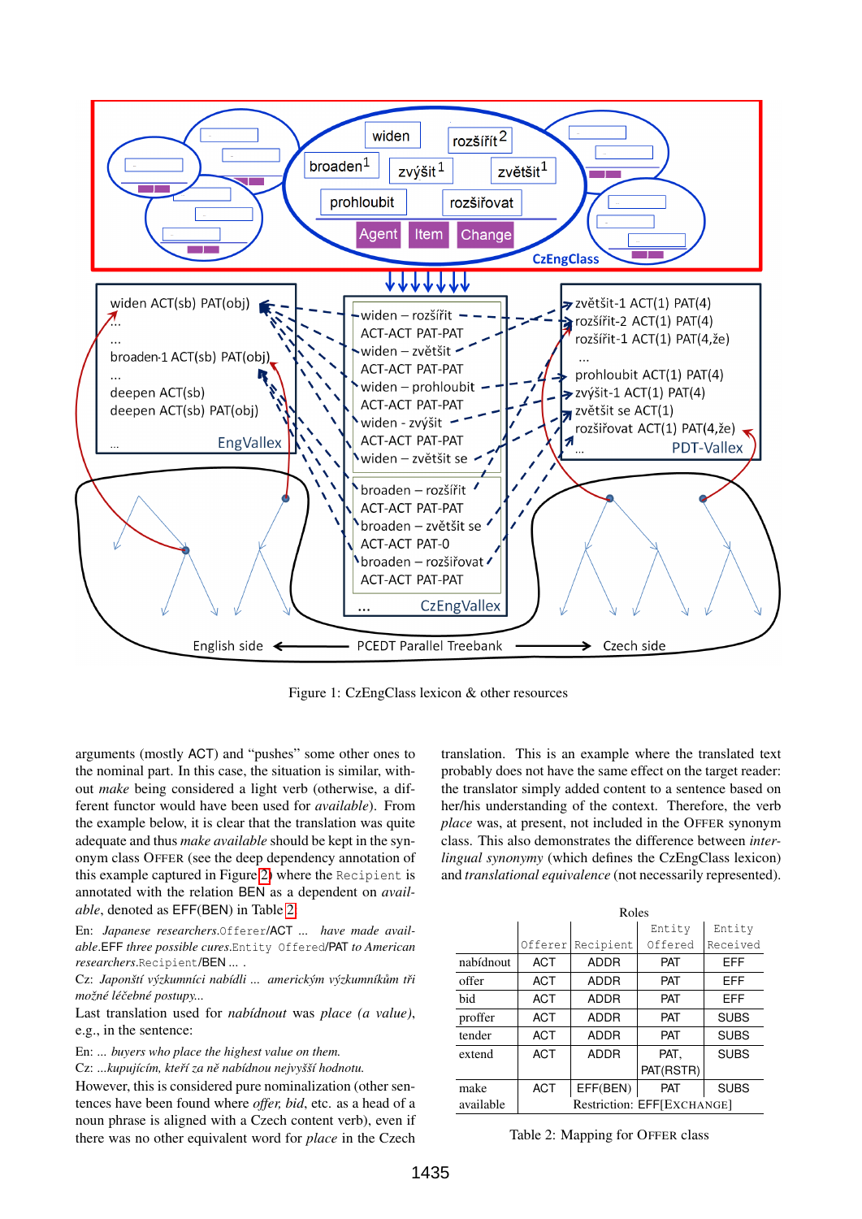Figure 1: CzEngClass lexicon & other resources

arguments (mostly ACT) and "pushes" some other ones to the nominal part. In this case, the situation is similar, without *make* being considered a light verb (otherwise, a different functor would have been used for *available*). From the example below, it is clear that the translation was quite adequate and thus *make available* should be kept in the synonym class OFFER (see the deep dependency annotation of this example captured in Figure 2) where the `Recipient` is annotated with the relation BEN as a dependent on *available*, denoted as EFF(BEN) in Table 2.

En: *Japanese researchers*.`Offerer`/ACT ... *have made available*.EFF *three possible cures*.`Entity Offered`/PAT *to American researchers*.`Recipient`/BEN ... .
Cz: *Japonští výzkumníci nabídli ... americkým výzkumníkům tři možné léčebné postupy...*

Last translation used for *nabídnout* was *place (a value)*, e.g., in the sentence:

En: *... buyers who place the highest value on them.*
Cz: *...kupujícím, kteří za ně nabídnou nejvyšší hodnotu.*

However, this is considered pure nominalization (other sentences have been found where *offer, bid*, etc. as a head of a noun phrase is aligned with a Czech content verb), even if there was no other equivalent word for *place* in the Czech translation. This is an example where the translated text probably does not have the same effect on the target reader: the translator simply added content to a sentence based on her/his understanding of the context. Therefore, the verb *place* was, at present, not included in the OFFER synonym class. This also demonstrates the difference between *interlingual synonymy* (which defines the CzEngClass lexicon) and *translational equivalence* (not necessarily represented).

| | Roles | | | |
|---|---|---|---|---|
| | `Offerer` | `Recipient` | `Entity Offered` | `Entity Received` |
| nabídnout | ACT | ADDR | PAT | EFF |
| offer | ACT | ADDR | PAT | EFF |
| bid | ACT | ADDR | PAT | EFF |
| proffer | ACT | ADDR | PAT | SUBS |
| tender | ACT | ADDR | PAT | SUBS |
| extend | ACT | ADDR | PAT, PAT(RSTR) | SUBS |
| make available | ACT | EFF(BEN) Restriction: EFF[EXCHANGE] | PAT | SUBS |

Table 2: Mapping for OFFER class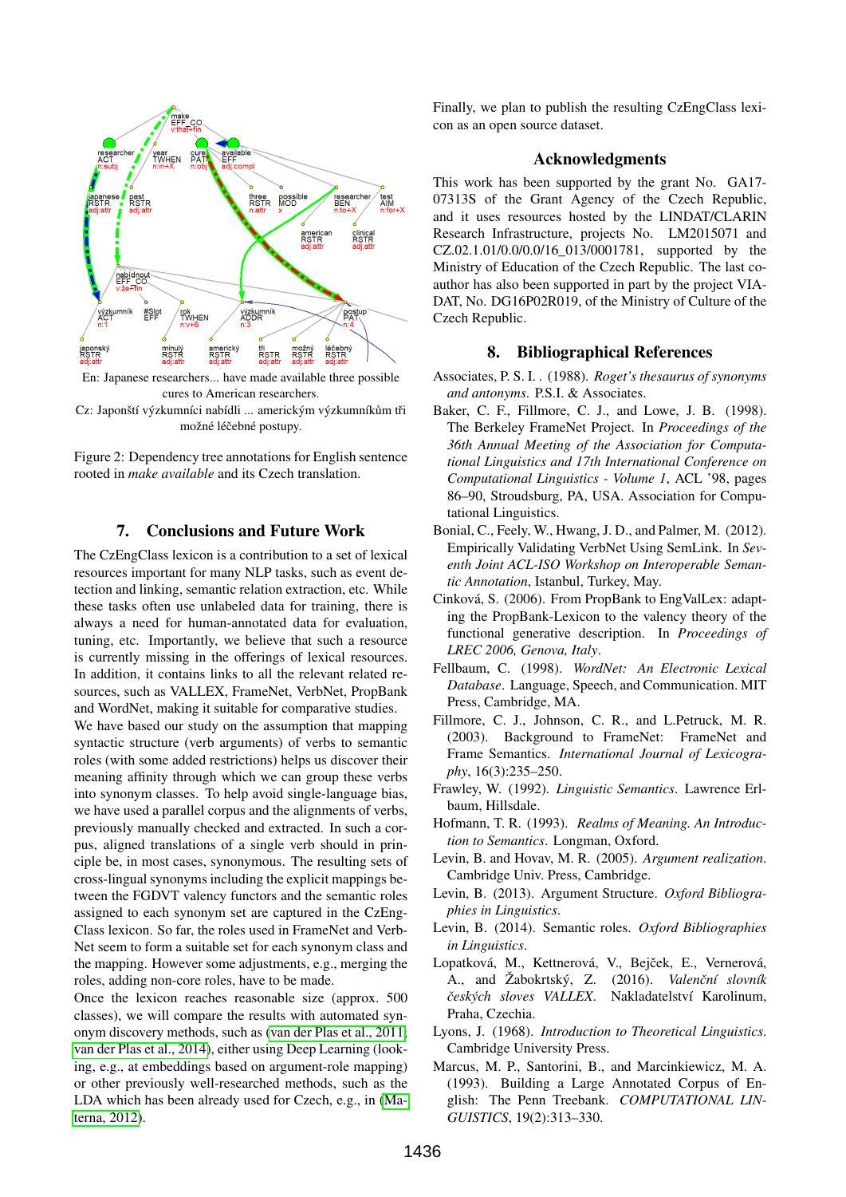En: Japanese researchers... have made available three possible cures to American researchers.

Cz: Japonští výzkumníci nabídli ... americkým výzkumníkům tři možné léčebné postupy.

Figure 2: Dependency tree annotations for English sentence rooted in *make available* and its Czech translation.

## 7. Conclusions and Future Work

The CzEngClass lexicon is a contribution to a set of lexical resources important for many NLP tasks, such as event detection and linking, semantic relation extraction, etc. While these tasks often use unlabeled data for training, there is always a need for human-annotated data for evaluation, tuning, etc. Importantly, we believe that such a resource is currently missing in the offerings of lexical resources. In addition, it contains links to all the relevant relevant resources, such as VALLEX, FrameNet, VerbNet, PropBank and WordNet, making it suitable for comparative studies.

We have based our study on the assumption that mapping syntactic structure (verb arguments) of verbs to semantic roles (with some added restrictions) helps us discover their meaning affinity through which we can group these verbs into synonym classes. To help avoid single-language bias, we have used a parallel corpus and the alignments of verbs, previously manually checked and extracted. In such a corpus, aligned translations of a single verb should in principle be, in most cases, synonymous. The resulting sets of cross-lingual synonyms including the explicit mappings between the FGDVT valency functors and the semantic roles assigned to each synonym set are captured in the CzEngClass lexicon. So far, the roles used in FrameNet and VerbNet seem to form a suitable set for each synonym class and the mapping. However some adjustments, e.g., merging the roles, adding non-core roles, have to be made.

Once the lexicon reaches reasonable size (approx. 500 classes), we will compare the results with automated synonym discovery methods, such as (van der Plas et al., 2011; van der Plas et al., 2014), either using Deep Learning (looking, e.g., at embeddings based on argument-role mapping) or other previously well-researched methods, such as the LDA which has been already used for Czech, e.g., in (Materna, 2012).

Finally, we plan to publish the resulting CzEngClass lexicon as an open source dataset.

## Acknowledgments

This work has been supported by the grant No. GA17-07313S of the Grant Agency of the Czech Republic, and it uses resources hosted by the LINDAT/CLARIN Research Infrastructure, projects No. LM2015071 and CZ.02.1.01/0.0/0.0/16_013/0001781, supported by the Ministry of Education of the Czech Republic. The last coauthor has also been supported in part by the project VIADAT, No. DG16P02R019, of the Ministry of Culture of the Czech Republic.

## 8. Bibliographical References

Associates, P. S. I. . (1988). *Roget's thesaurus of synonyms and antonyms*. P.S.I. & Associates.

Baker, C. F., Fillmore, C. J., and Lowe, J. B. (1998). The Berkeley FrameNet Project. In *Proceedings of the 36th Annual Meeting of the Association for Computational Linguistics and 17th International Conference on Computational Linguistics - Volume 1*, ACL '98, pages 86–90, Stroudsburg, PA, USA. Association for Computational Linguistics.

Bonial, C., Feely, W., Hwang, J. D., and Palmer, M. (2012). Empirically Validating VerbNet Using SemLink. In *Seventh Joint ACL-ISO Workshop on Interoperable Semantic Annotation*, Istanbul, Turkey, May.

Cinková, S. (2006). From PropBank to EngValLex: adapting the PropBank-Lexicon to the valency theory of the functional generative description. In *Proceedings of LREC 2006, Genova, Italy*.

Fellbaum, C. (1998). *WordNet: An Electronic Lexical Database*. Language, Speech, and Communication. MIT Press, Cambridge, MA.

Fillmore, C. J., Johnson, C. R., and L.Petruck, M. R. (2003). Background to FrameNet: FrameNet and Frame Semantics. *International Journal of Lexicography*, 16(3):235–250.

Frawley, W. (1992). *Linguistic Semantics*. Lawrence Erlbaum, Hillsdale.

Hofmann, T. R. (1993). *Realms of Meaning. An Introduction to Semantics*. Longman, Oxford.

Levin, B. and Hovav, M. R. (2005). *Argument realization*. Cambridge Univ. Press, Cambridge.

Levin, B. (2013). Argument Structure. *Oxford Bibliographies in Linguistics*.

Levin, B. (2014). Semantic roles. *Oxford Bibliographies in Linguistics*.

Lopatková, M., Kettnerová, V., Bejček, E., Vernerová, A., and Žabokrtský, Z. (2016). *Valenční slovník českých sloves VALLEX*. Nakladatelství Karolinum, Praha, Czechia.

Lyons, J. (1968). *Introduction to Theoretical Linguistics*. Cambridge University Press.

Marcus, M. P., Santorini, B., and Marcinkiewicz, M. A. (1993). Building a Large Annotated Corpus of English: The Penn Treebank. *COMPUTATIONAL LINGUISTICS*, 19(2):313–330.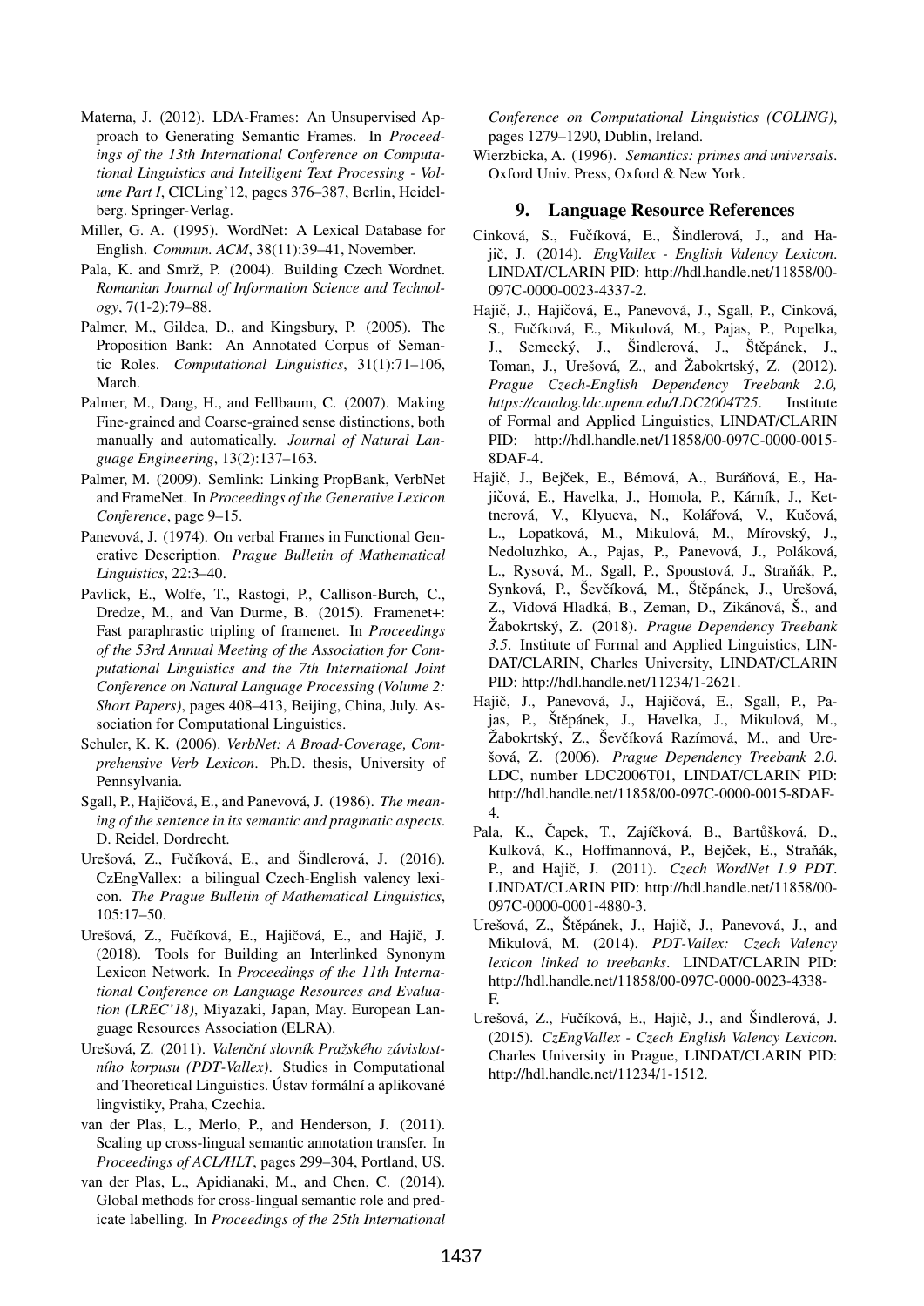Materna, J. (2012). LDA-Frames: An Unsupervised Approach to Generating Semantic Frames. In *Proceedings of the 13th International Conference on Computational Linguistics and Intelligent Text Processing - Volume Part I*, CICLing'12, pages 376–387, Berlin, Heidelberg. Springer-Verlag.

Miller, G. A. (1995). WordNet: A Lexical Database for English. *Commun. ACM*, 38(11):39–41, November.

Pala, K. and Smrž, P. (2004). Building Czech Wordnet. *Romanian Journal of Information Science and Technology*, 7(1-2):79–88.

Palmer, M., Gildea, D., and Kingsbury, P. (2005). The Proposition Bank: An Annotated Corpus of Semantic Roles. *Computational Linguistics*, 31(1):71–106, March.

Palmer, M., Dang, H., and Fellbaum, C. (2007). Making Fine-grained and Coarse-grained sense distinctions, both manually and automatically. *Journal of Natural Language Engineering*, 13(2):137–163.

Palmer, M. (2009). Semlink: Linking PropBank, VerbNet and FrameNet. In *Proceedings of the Generative Lexicon Conference*, page 9–15.

Panevová, J. (1974). On verbal Frames in Functional Generative Description. *Prague Bulletin of Mathematical Linguistics*, 22:3–40.

Pavlick, E., Wolfe, T., Rastogi, P., Callison-Burch, C., Dredze, M., and Van Durme, B. (2015). Framenet+: Fast paraphrastic tripling of framenet. In *Proceedings of the 53rd Annual Meeting of the Association for Computational Linguistics and the 7th International Joint Conference on Natural Language Processing (Volume 2: Short Papers)*, pages 408–413, Beijing, China, July. Association for Computational Linguistics.

Schuler, K. K. (2006). *VerbNet: A Broad-Coverage, Comprehensive Verb Lexicon*. Ph.D. thesis, University of Pennsylvania.

Sgall, P., Hajičová, E., and Panevová, J. (1986). *The meaning of the sentence in its semantic and pragmatic aspects*. D. Reidel, Dordrecht.

Urešová, Z., Fučíková, E., and Šindlerová, J. (2016). CzEngVallex: a bilingual Czech-English valency lexicon. *The Prague Bulletin of Mathematical Linguistics*, 105:17–50.

Urešová, Z., Fučíková, E., Hajičová, E., and Hajič, J. (2018). Tools for Building an Interlinked Synonym Lexicon Network. In *Proceedings of the 11th International Conference on Language Resources and Evaluation (LREC'18)*, Miyazaki, Japan, May. European Language Resources Association (ELRA).

Urešová, Z. (2011). *Valenční slovník Pražského závislostního korpusu (PDT-Vallex)*. Studies in Computational and Theoretical Linguistics. Ústav formální a aplikované lingvistiky, Praha, Czechia.

van der Plas, L., Merlo, P., and Henderson, J. (2011). Scaling up cross-lingual semantic annotation transfer. In *Proceedings of ACL/HLT*, pages 299–304, Portland, US.

van der Plas, L., Apidianaki, M., and Chen, C. (2014). Global methods for cross-lingual semantic role and predicate labelling. In *Proceedings of the 25th International Conference on Computational Linguistics (COLING)*, pages 1279–1290, Dublin, Ireland.

Wierzbicka, A. (1996). *Semantics: primes and universals*. Oxford Univ. Press, Oxford & New York.

## 9. Language Resource References

Cinková, S., Fučíková, E., Šindlerová, J., and Hajič, J. (2014). *EngVallex - English Valency Lexicon*. LINDAT/CLARIN PID: http://hdl.handle.net/11858/00-097C-0000-0023-4337-2.

Hajič, J., Hajičová, E., Panevová, J., Sgall, P., Cinková, S., Fučíková, E., Mikulová, M., Pajas, P., Popelka, J., Semecký, J., Šindlerová, J., Štěpánek, J., Toman, J., Urešová, Z., and Žabokrtský, Z. (2012). *Prague Czech-English Dependency Treebank 2.0, https://catalog.ldc.upenn.edu/LDC2004T25*. Institute of Formal and Applied Linguistics, LINDAT/CLARIN PID: http://hdl.handle.net/11858/00-097C-0000-0015-8DAF-4.

Hajič, J., Bejček, E., Bémová, A., Buráňová, E., Hajičová, E., Havelka, J., Homola, P., Kárník, J., Kettnerová, V., Klyueva, N., Kolářová, V., Kučová, L., Lopatková, M., Mikulová, M., Mírovský, J., Nedoluzhko, A., Pajas, P., Panevová, J., Poláková, L., Rysová, M., Sgall, P., Spoustová, J., Straňák, P., Synková, P., Ševčíková, M., Štěpánek, J., Urešová, Z., Vidová Hladká, B., Zeman, D., Zikánová, Š., and Žabokrtský, Z. (2018). *Prague Dependency Treebank 3.5*. Institute of Formal and Applied Linguistics, LINDAT/CLARIN, Charles University, LINDAT/CLARIN PID: http://hdl.handle.net/11234/1-2621.

Hajič, J., Panevová, J., Hajičová, E., Sgall, P., Pajas, P., Štěpánek, J., Havelka, J., Mikulová, M., Žabokrtský, Z., Ševčíková Razímová, M., and Urešová, Z. (2006). *Prague Dependency Treebank 2.0*. LDC, number LDC2006T01, LINDAT/CLARIN PID: http://hdl.handle.net/11858/00-097C-0000-0015-8DAF-4.

Pala, K., Čapek, T., Zajíčková, B., Bartůšková, D., Kulková, K., Hoffmannová, P., Bejček, E., Straňák, P., and Hajič, J. (2011). *Czech WordNet 1.9 PDT*. LINDAT/CLARIN PID: http://hdl.handle.net/11858/00-097C-0000-0001-4880-3.

Urešová, Z., Štěpánek, J., Hajič, J., Panevová, J., and Mikulová, M. (2014). *PDT-Vallex: Czech Valency lexicon linked to treebanks*. LINDAT/CLARIN PID: http://hdl.handle.net/11858/00-097C-0000-0023-4338-F.

Urešová, Z., Fučíková, E., Hajič, J., and Šindlerová, J. (2015). *CzEngVallex - Czech English Valency Lexicon*. Charles University in Prague, LINDAT/CLARIN PID: http://hdl.handle.net/11234/1-1512.